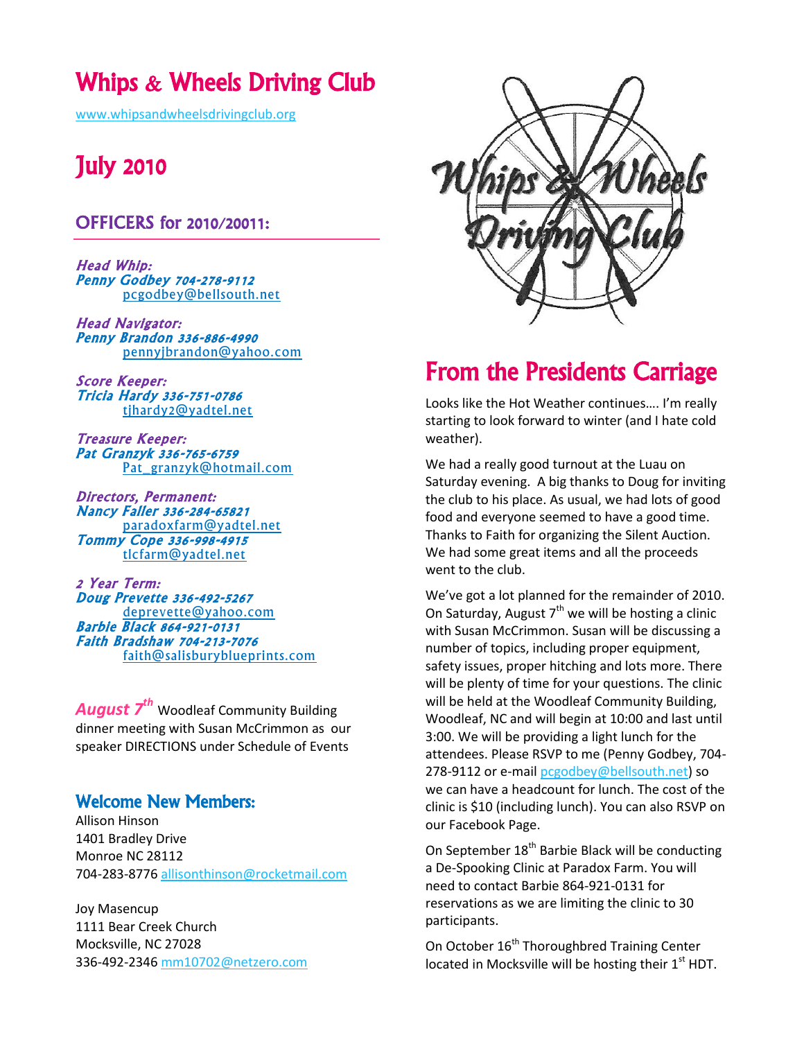# Whips & Wheels Driving Club

www.whipsandwheelsdrivingclub.org

# July 2010

## OFFICERS for 2010/20011:

***Head Whip:***
***Penny Godbey 704-278-9112***
pcgodbey@bellsouth.net

***Head Navigator:***
***Penny Brandon 336-886-4990***
pennyjbrandon@yahoo.com

***Score Keeper:***
***Tricia Hardy 336-751-0786***
tjhardy2@yadtel.net

***Treasure Keeper:***
***Pat Granzyk 336-765-6759***
Pat_granzyk@hotmail.com

***Directors, Permanent:***
***Nancy Faller 336-284-65821***
paradoxfarm@yadtel.net
***Tommy Cope 336-998-4915***
tlcfarm@yadtel.net

***2 Year Term:***
***Doug Prevette 336-492-5267***
deprevette@yahoo.com
***Barbie Black 864-921-0131***
***Faith Bradshaw 704-213-7076***
faith@salisburyblueprints.com

***August 7th*** Woodleaf Community Building dinner meeting with Susan McCrimmon as our speaker DIRECTIONS under Schedule of Events

## Welcome New Members:

Allison Hinson
1401 Bradley Drive
Monroe NC 28112
704-283-8776 allisonthinson@rocketmail.com

Joy Masencup
1111 Bear Creek Church
Mocksville, NC 27028
336-492-2346 mm10702@netzero.com

## From the Presidents Carriage

Looks like the Hot Weather continues…. I'm really starting to look forward to winter (and I hate cold weather).

We had a really good turnout at the Luau on Saturday evening. A big thanks to Doug for inviting the club to his place. As usual, we had lots of good food and everyone seemed to have a good time. Thanks to Faith for organizing the Silent Auction. We had some great items and all the proceeds went to the club.

We've got a lot planned for the remainder of 2010. On Saturday, August 7th we will be hosting a clinic with Susan McCrimmon. Susan will be discussing a number of topics, including proper equipment, safety issues, proper hitching and lots more. There will be plenty of time for your questions. The clinic will be held at the Woodleaf Community Building, Woodleaf, NC and will begin at 10:00 and last until 3:00. We will be providing a light lunch for the attendees. Please RSVP to me (Penny Godbey, 704-278-9112 or e-mail pcgodbey@bellsouth.net) so we can have a headcount for lunch. The cost of the clinic is $10 (including lunch). You can also RSVP on our Facebook Page.

On September 18th Barbie Black will be conducting a De-Spooking Clinic at Paradox Farm. You will need to contact Barbie 864-921-0131 for reservations as we are limiting the clinic to 30 participants.

On October 16th Thoroughbred Training Center located in Mocksville will be hosting their 1st HDT.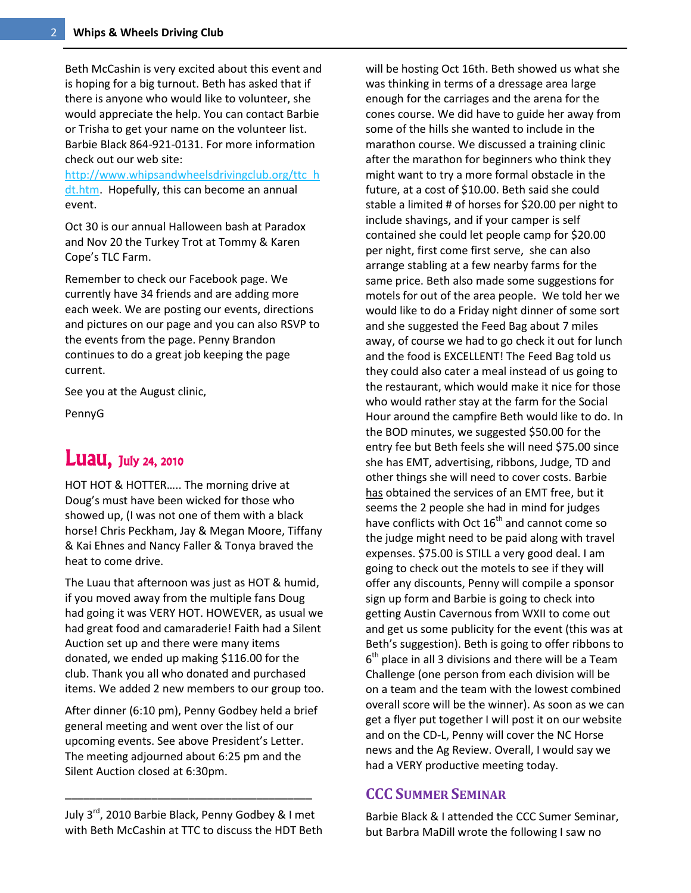Beth McCashin is very excited about this event and is hoping for a big turnout. Beth has asked that if there is anyone who would like to volunteer, she would appreciate the help. You can contact Barbie or Trisha to get your name on the volunteer list. Barbie Black 864-921-0131. For more information check out our web site: http://www.whipsandwheelsdrivingclub.org/ttc_hdt.htm. Hopefully, this can become an annual event.

Oct 30 is our annual Halloween bash at Paradox and Nov 20 the Turkey Trot at Tommy & Karen Cope's TLC Farm.

Remember to check our Facebook page. We currently have 34 friends and are adding more each week. We are posting our events, directions and pictures on our page and you can also RSVP to the events from the page. Penny Brandon continues to do a great job keeping the page current.

See you at the August clinic,

PennyG

# Luau, July 24, 2010

HOT HOT & HOTTER….. The morning drive at Doug's must have been wicked for those who showed up, (I was not one of them with a black horse! Chris Peckham, Jay & Megan Moore, Tiffany & Kai Ehnes and Nancy Faller & Tonya braved the heat to come drive.

The Luau that afternoon was just as HOT & humid, if you moved away from the multiple fans Doug had going it was VERY HOT. HOWEVER, as usual we had great food and camaraderie! Faith had a Silent Auction set up and there were many items donated, we ended up making $116.00 for the club. Thank you all who donated and purchased items. We added 2 new members to our group too.

After dinner (6:10 pm), Penny Godbey held a brief general meeting and went over the list of our upcoming events. See above President's Letter. The meeting adjourned about 6:25 pm and the Silent Auction closed at 6:30pm.

---

July 3rd, 2010 Barbie Black, Penny Godbey & I met with Beth McCashin at TTC to discuss the HDT Beth will be hosting Oct 16th. Beth showed us what she was thinking in terms of a dressage area large enough for the carriages and the arena for the cones course. We did have to guide her away from some of the hills she wanted to include in the marathon course. We discussed a training clinic after the marathon for beginners who think they might want to try a more formal obstacle in the future, at a cost of $10.00. Beth said she could stable a limited # of horses for $20.00 per night to include shavings, and if your camper is self contained she could let people camp for $20.00 per night, first come first serve, she can also arrange stabling at a few nearby farms for the same price. Beth also made some suggestions for motels for out of the area people. We told her we would like to do a Friday night dinner of some sort and she suggested the Feed Bag about 7 miles away, of course we had to go check it out for lunch and the food is EXCELLENT! The Feed Bag told us they could also cater a meal instead of us going to the restaurant, which would make it nice for those who would rather stay at the farm for the Social Hour around the campfire Beth would like to do. In the BOD minutes, we suggested $50.00 for the entry fee but Beth feels she will need $75.00 since she has EMT, advertising, ribbons, Judge, TD and other things she will need to cover costs. Barbie has obtained the services of an EMT free, but it seems the 2 people she had in mind for judges have conflicts with Oct 16th and cannot come so the judge might need to be paid along with travel expenses. $75.00 is STILL a very good deal. I am going to check out the motels to see if they will offer any discounts, Penny will compile a sponsor sign up form and Barbie is going to check into getting Austin Cavernous from WXII to come out and get us some publicity for the event (this was at Beth's suggestion). Beth is going to offer ribbons to 6th place in all 3 divisions and there will be a Team Challenge (one person from each division will be on a team and the team with the lowest combined overall score will be the winner). As soon as we can get a flyer put together I will post it on our website and on the CD-L, Penny will cover the NC Horse news and the Ag Review. Overall, I would say we had a VERY productive meeting today.

## CCC Summer Seminar

Barbie Black & I attended the CCC Sumer Seminar, but Barbra MaDill wrote the following I saw no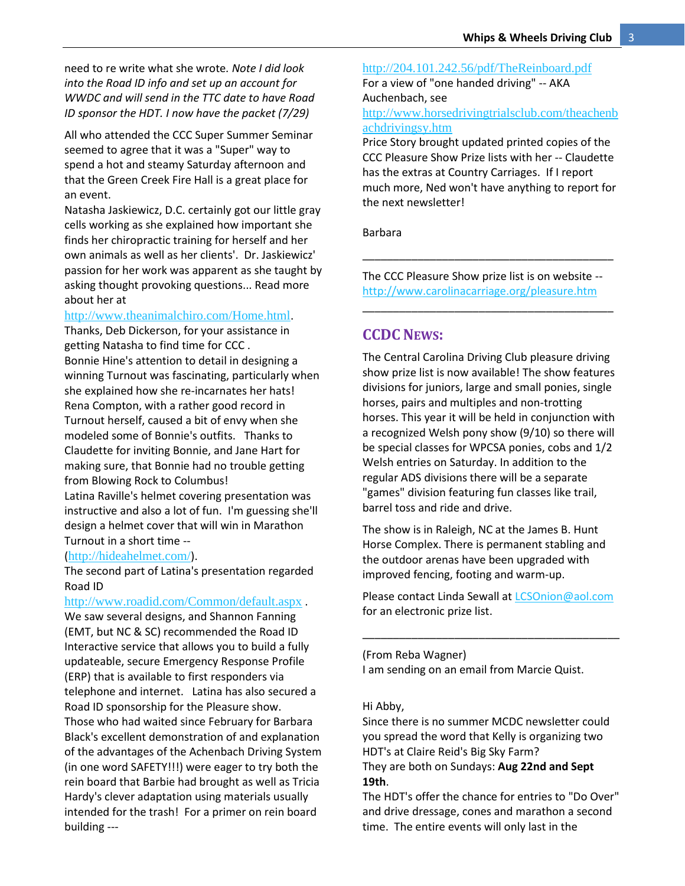need to re write what she wrote. *Note I did look into the Road ID info and set up an account for WWDC and will send in the TTC date to have Road ID sponsor the HDT. I now have the packet (7/29)*

All who attended the CCC Super Summer Seminar seemed to agree that it was a "Super" way to spend a hot and steamy Saturday afternoon and that the Green Creek Fire Hall is a great place for an event.

Natasha Jaskiewicz, D.C. certainly got our little gray cells working as she explained how important she finds her chiropractic training for herself and her own animals as well as her clients'. Dr. Jaskiewicz' passion for her work was apparent as she taught by asking thought provoking questions... Read more about her at http://www.theanimalchiro.com/Home.html.

Thanks, Deb Dickerson, for your assistance in getting Natasha to find time for CCC .

Bonnie Hine's attention to detail in designing a winning Turnout was fascinating, particularly when she explained how she re-incarnates her hats! Rena Compton, with a rather good record in Turnout herself, caused a bit of envy when she modeled some of Bonnie's outfits. Thanks to Claudette for inviting Bonnie, and Jane Hart for making sure, that Bonnie had no trouble getting from Blowing Rock to Columbus!

Latina Raville's helmet covering presentation was instructive and also a lot of fun. I'm guessing she'll design a helmet cover that will win in Marathon Turnout in a short time -- (http://hideahelmet.com/).

The second part of Latina's presentation regarded Road ID http://www.roadid.com/Common/default.aspx . We saw several designs, and Shannon Fanning (EMT, but NC & SC) recommended the Road ID Interactive service that allows you to build a fully updateable, secure Emergency Response Profile (ERP) that is available to first responders via telephone and internet. Latina has also secured a Road ID sponsorship for the Pleasure show.

Those who had waited since February for Barbara Black's excellent demonstration of and explanation of the advantages of the Achenbach Driving System (in one word SAFETY!!!) were eager to try both the rein board that Barbie had brought as well as Tricia Hardy's clever adaptation using materials usually intended for the trash! For a primer on rein board building --- http://204.101.242.56/pdf/TheReinboard.pdf

For a view of "one handed driving" -- AKA Auchenbach, see http://www.horsedrivingtrialsclub.com/theachenbachdrivingsy.htm

Price Story brought updated printed copies of the CCC Pleasure Show Prize lists with her -- Claudette has the extras at Country Carriages. If I report much more, Ned won't have anything to report for the next newsletter!

Barbara

---

The CCC Pleasure Show prize list is on website -- http://www.carolinacarriage.org/pleasure.htm

---

## CCDC News:

The Central Carolina Driving Club pleasure driving show prize list is now available! The show features divisions for juniors, large and small ponies, single horses, pairs and multiples and non-trotting horses. This year it will be held in conjunction with a recognized Welsh pony show (9/10) so there will be special classes for WPCSA ponies, cobs and 1/2 Welsh entries on Saturday. In addition to the regular ADS divisions there will be a separate "games" division featuring fun classes like trail, barrel toss and ride and drive.

The show is in Raleigh, NC at the James B. Hunt Horse Complex. There is permanent stabling and the outdoor arenas have been upgraded with improved fencing, footing and warm-up.

Please contact Linda Sewall at LCSOnion@aol.com for an electronic prize list.

---

(From Reba Wagner)
I am sending on an email from Marcie Quist.

Hi Abby,
Since there is no summer MCDC newsletter could you spread the word that Kelly is organizing two HDT's at Claire Reid's Big Sky Farm?
They are both on Sundays: **Aug 22nd and Sept 19th**.
The HDT's offer the chance for entries to "Do Over" and drive dressage, cones and marathon a second time. The entire events will only last in the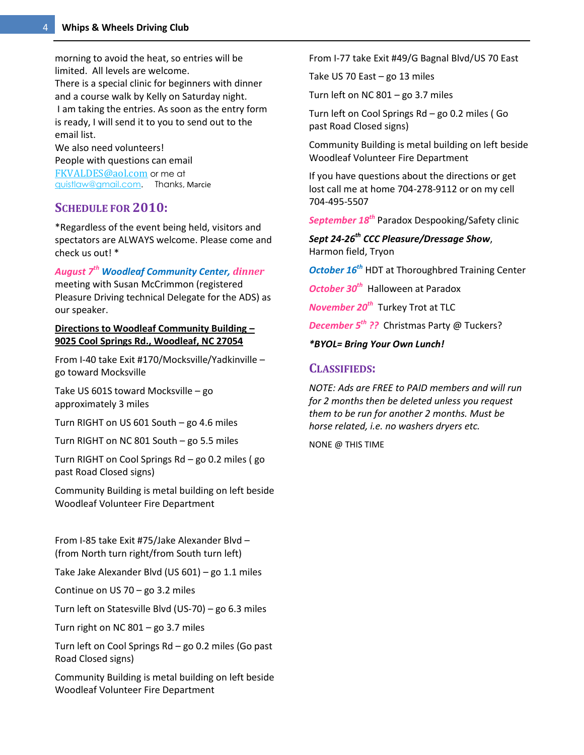morning to avoid the heat, so entries will be limited. All levels are welcome.
There is a special clinic for beginners with dinner and a course walk by Kelly on Saturday night.
I am taking the entries. As soon as the entry form is ready, I will send it to you to send out to the email list.
We also need volunteers!
People with questions can email
FKVALDES@aol.com or me at
quistlaw@gmail.com. Thanks, Marcie

## SCHEDULE FOR 2010:

*Regardless of the event being held, visitors and spectators are ALWAYS welcome. Please come and check us out! *

***August 7th Woodleaf Community Center, dinner*** meeting with Susan McCrimmon (registered Pleasure Driving technical Delegate for the ADS) as our speaker.

**Directions to Woodleaf Community Building – 9025 Cool Springs Rd., Woodleaf, NC 27054**

From I-40 take Exit #170/Mocksville/Yadkinville – go toward Mocksville

Take US 601S toward Mocksville – go approximately 3 miles

Turn RIGHT on US 601 South – go 4.6 miles

Turn RIGHT on NC 801 South – go 5.5 miles

Turn RIGHT on Cool Springs Rd – go 0.2 miles ( go past Road Closed signs)

Community Building is metal building on left beside Woodleaf Volunteer Fire Department

From I-85 take Exit #75/Jake Alexander Blvd – (from North turn right/from South turn left)

Take Jake Alexander Blvd (US 601) – go 1.1 miles

Continue on US 70 – go 3.2 miles

Turn left on Statesville Blvd (US-70) – go 6.3 miles

Turn right on NC 801 – go 3.7 miles

Turn left on Cool Springs Rd – go 0.2 miles (Go past Road Closed signs)

Community Building is metal building on left beside Woodleaf Volunteer Fire Department

From I-77 take Exit #49/G Bagnal Blvd/US 70 East

Take US 70 East – go 13 miles

Turn left on NC 801 – go 3.7 miles

Turn left on Cool Springs Rd – go 0.2 miles ( Go past Road Closed signs)

Community Building is metal building on left beside Woodleaf Volunteer Fire Department

If you have questions about the directions or get lost call me at home 704-278-9112 or on my cell 704-495-5507

***September 18th*** Paradox Despooking/Safety clinic

***Sept 24-26th CCC Pleasure/Dressage Show***, Harmon field, Tryon

***October 16th*** HDT at Thoroughbred Training Center

***October 30th*** Halloween at Paradox

***November 20th*** Turkey Trot at TLC

***December 5th ??*** Christmas Party @ Tuckers?

***\*BYOL= Bring Your Own Lunch!***

## CLASSIFIEDS:

*NOTE: Ads are FREE to PAID members and will run for 2 months then be deleted unless you request them to be run for another 2 months. Must be horse related, i.e. no washers dryers etc.*

NONE @ THIS TIME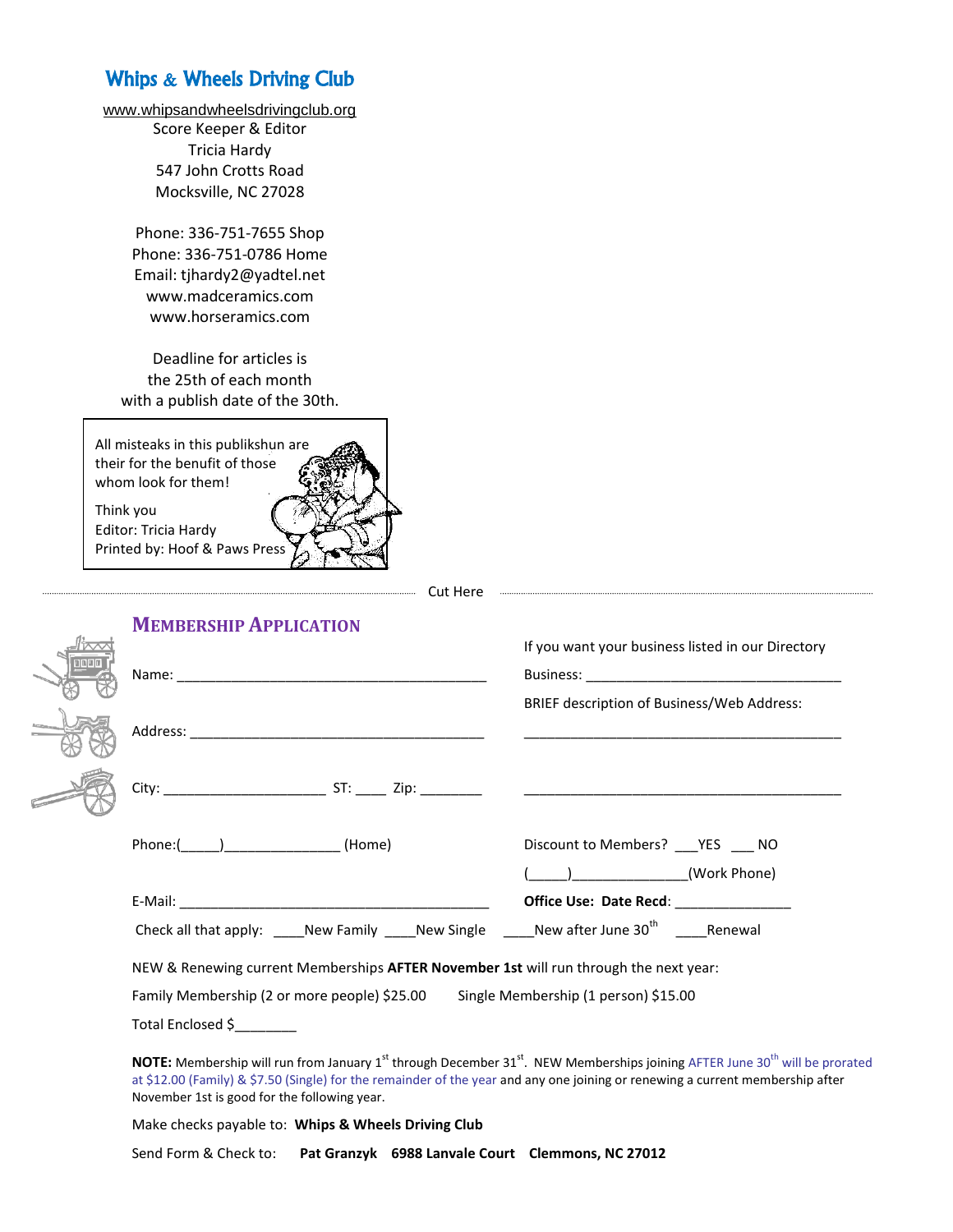## Whips & Wheels Driving Club

www.whipsandwheelsdrivingclub.org
Score Keeper & Editor
Tricia Hardy
547 John Crotts Road
Mocksville, NC 27028

Phone: 336-751-7655 Shop
Phone: 336-751-0786 Home
Email: tjhardy2@yadtel.net
www.madceramics.com
www.horseramics.com

Deadline for articles is the 25th of each month with a publish date of the 30th.

All misteaks in this publikshun are their for the benufit of those whom look for them!

Think you
Editor: Tricia Hardy
Printed by: Hoof & Paws Press

Cut Here

## MEMBERSHIP APPLICATION

Name: ________________________________________

Address: ______________________________________

City: _____________________ ST: ____ Zip: ________

Phone:(_____)_______________ (Home)

E-Mail: ________________________________________

If you want your business listed in our Directory

Business: ________________________________

BRIEF description of Business/Web Address:

__________________________________________

__________________________________________

Discount to Members? ___YES ___ NO

(_____)_______________(Work Phone)

**Office Use: Date Recd**: _______________

Check all that apply: ____New Family ____New Single ____New after June 30th ____Renewal

NEW & Renewing current Memberships **AFTER November 1st** will run through the next year:

Family Membership (2 or more people) $25.00 Single Membership (1 person) $15.00

Total Enclosed $________

**NOTE:** Membership will run from January 1st through December 31st. NEW Memberships joining AFTER June 30th will be prorated at $12.00 (Family) & $7.50 (Single) for the remainder of the year and any one joining or renewing a current membership after November 1st is good for the following year.

Make checks payable to: **Whips & Wheels Driving Club**

Send Form & Check to: **Pat Granzyk 6988 Lanvale Court Clemmons, NC 27012**